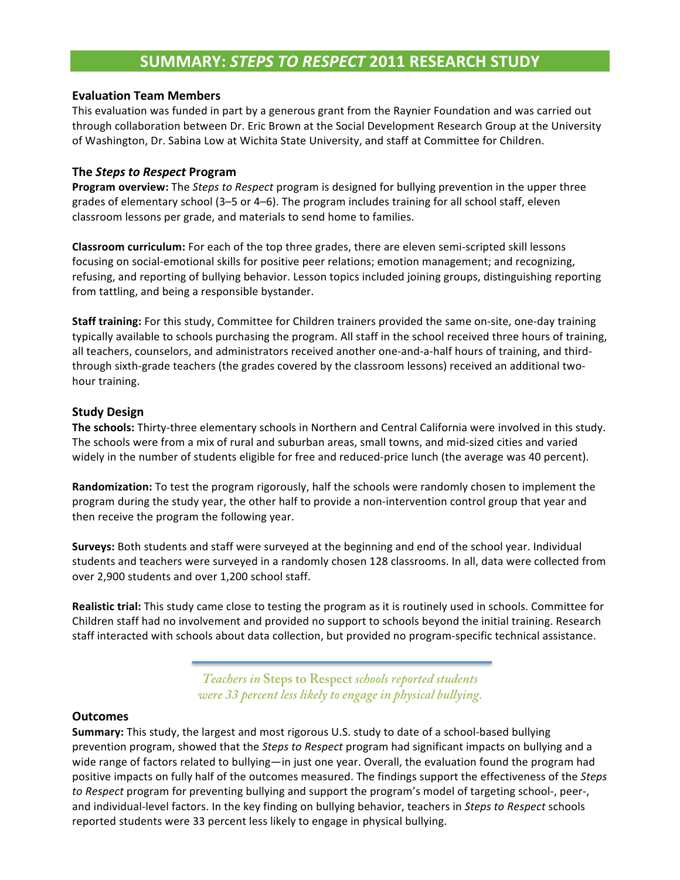# SUMMARY: *STEPS TO RESPECT* 2011 RESEARCH STUDY

## Evaluation Team Members

This evaluation was funded in part by a generous grant from the Raynier Foundation and was carried out through collaboration between Dr. Eric Brown at the Social Development Research Group at the University of Washington, Dr. Sabina Low at Wichita State University, and staff at Committee for Children.

## The *Steps to Respect* Program

**Program overview:** The *Steps to Respect* program is designed for bullying prevention in the upper three grades of elementary school (3–5 or 4–6). The program includes training for all school staff, eleven classroom lessons per grade, and materials to send home to families.

**Classroom curriculum:** For each of the top three grades, there are eleven semi-scripted skill lessons focusing on social-emotional skills for positive peer relations; emotion management; and recognizing, refusing, and reporting of bullying behavior. Lesson topics included joining groups, distinguishing reporting from tattling, and being a responsible bystander.

**Staff training:** For this study, Committee for Children trainers provided the same on-site, one-day training typically available to schools purchasing the program. All staff in the school received three hours of training, all teachers, counselors, and administrators received another one-and-a-half hours of training, and third- through sixth-grade teachers (the grades covered by the classroom lessons) received an additional two-hour training.

## Study Design

**The schools:** Thirty-three elementary schools in Northern and Central California were involved in this study. The schools were from a mix of rural and suburban areas, small towns, and mid-sized cities and varied widely in the number of students eligible for free and reduced-price lunch (the average was 40 percent).

**Randomization:** To test the program rigorously, half the schools were randomly chosen to implement the program during the study year, the other half to provide a non-intervention control group that year and then receive the program the following year.

**Surveys:** Both students and staff were surveyed at the beginning and end of the school year. Individual students and teachers were surveyed in a randomly chosen 128 classrooms. In all, data were collected from over 2,900 students and over 1,200 school staff.

**Realistic trial:** This study came close to testing the program as it is routinely used in schools. Committee for Children staff had no involvement and provided no support to schools beyond the initial training. Research staff interacted with schools about data collection, but provided no program-specific technical assistance.

*Teachers in* **Steps to Respect** *schools reported students were 33 percent less likely to engage in physical bullying.*

## Outcomes

**Summary:** This study, the largest and most rigorous U.S. study to date of a school-based bullying prevention program, showed that the *Steps to Respect* program had significant impacts on bullying and a wide range of factors related to bullying—in just one year. Overall, the evaluation found the program had positive impacts on fully half of the outcomes measured. The findings support the effectiveness of the *Steps to Respect* program for preventing bullying and support the program's model of targeting school-, peer-, and individual-level factors. In the key finding on bullying behavior, teachers in *Steps to Respect* schools reported students were 33 percent less likely to engage in physical bullying.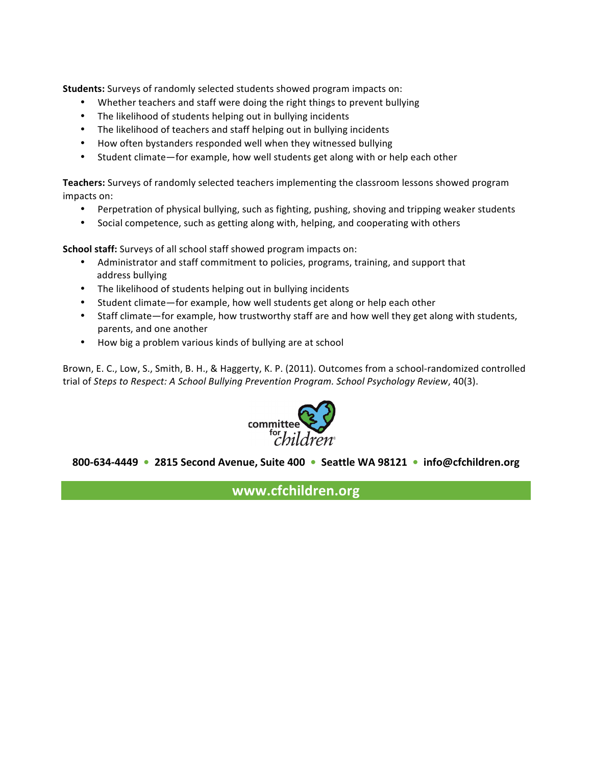**Students:** Surveys of randomly selected students showed program impacts on:

- Whether teachers and staff were doing the right things to prevent bullying
- The likelihood of students helping out in bullying incidents
- The likelihood of teachers and staff helping out in bullying incidents
- How often bystanders responded well when they witnessed bullying
- Student climate—for example, how well students get along with or help each other

**Teachers:** Surveys of randomly selected teachers implementing the classroom lessons showed program impacts on:

- Perpetration of physical bullying, such as fighting, pushing, shoving and tripping weaker students
- Social competence, such as getting along with, helping, and cooperating with others

**School staff:** Surveys of all school staff showed program impacts on:

- Administrator and staff commitment to policies, programs, training, and support that address bullying
- The likelihood of students helping out in bullying incidents
- Student climate—for example, how well students get along or help each other
- Staff climate—for example, how trustworthy staff are and how well they get along with students, parents, and one another
- How big a problem various kinds of bullying are at school

Brown, E. C., Low, S., Smith, B. H., & Haggerty, K. P. (2011). Outcomes from a school-randomized controlled trial of *Steps to Respect: A School Bullying Prevention Program. School Psychology Review*, 40(3).

committee for children

**800-634-4449 • 2815 Second Avenue, Suite 400 • Seattle WA 98121 • info@cfchildren.org**

**www.cfchildren.org**